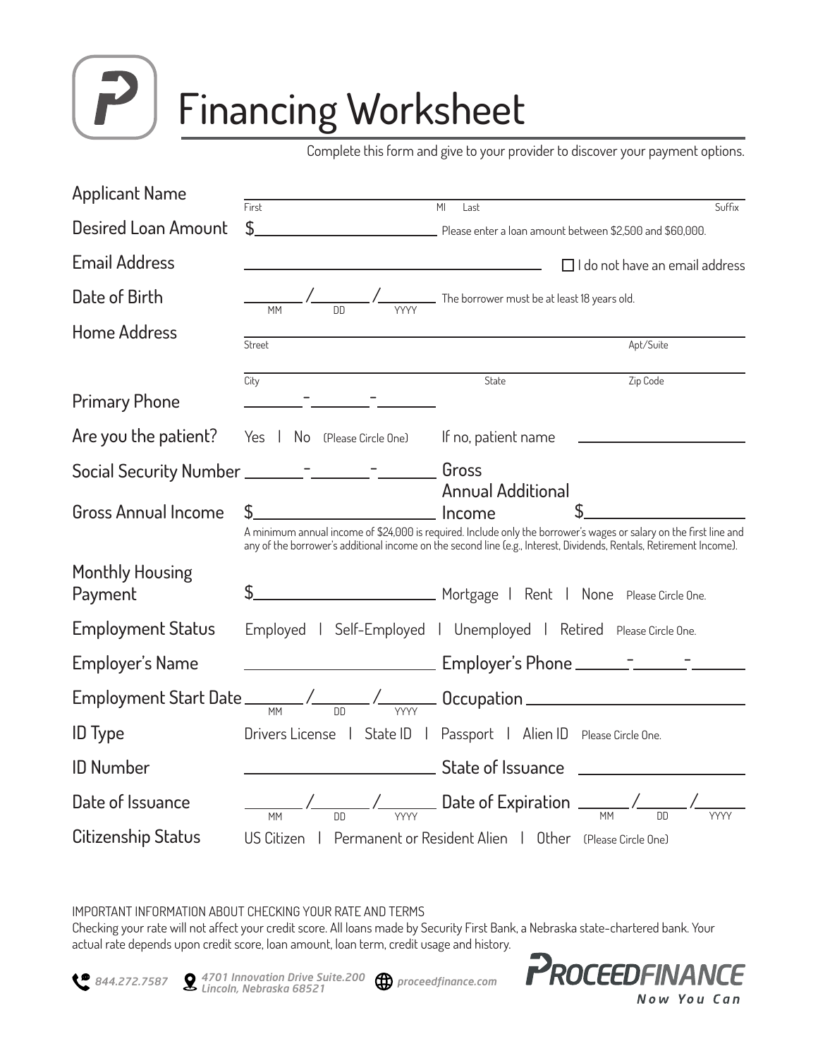# Financing Worksheet

Complete this form and give to your provider to discover your payment options.

**Applicant Name** ______________________________ First ______ MI ______________________________ Last ______ Suffix

**Desired Loan Amount** $______________________ Please enter a loan amount between $2,500 and $60,000.

**Email Address** ______________________________ ☐ I do not have an email address

**Date of Birth** ______ / ______ / ______ (MM / DD / YYYY) The borrower must be at least 18 years old.

**Home Address** ______________________________ Street ______________ Apt/Suite

______________________________ City ______________ State ______________ Zip Code

**Primary Phone** ______ - ______ - ______

**Are you the patient?** Yes | No (Please Circle One) If no, patient name ______________________

**Social Security Number** ______ - ______ - ______

**Gross Annual Income** $______________________ **Gross Annual Additional Income** $______________________

A minimum annual income of $24,000 is required. Include only the borrower's wages or salary on the first line and any of the borrower's additional income on the second line (e.g., Interest, Dividends, Rentals, Retirement Income).

**Monthly Housing Payment** $______________________ Mortgage | Rent | None Please Circle One.

**Employment Status** Employed | Self-Employed | Unemployed | Retired Please Circle One.

**Employer's Name** ______________________ **Employer's Phone** ______ - ______ - ______

**Employment Start Date** ______ / ______ / ______ (MM / DD / YYYY) **Occupation** ______________________

**ID Type** Drivers License | State ID | Passport | Alien ID Please Circle One.

**ID Number** ______________________ **State of Issuance** ______________________

**Date of Issuance** ______ / ______ / ______ (MM / DD / YYYY) **Date of Expiration** ______ / ______ / ______ (MM / DD / YYYY)

**Citizenship Status** US Citizen | Permanent or Resident Alien | Other (Please Circle One)

IMPORTANT INFORMATION ABOUT CHECKING YOUR RATE AND TERMS

Checking your rate will not affect your credit score. All loans made by Security First Bank, a Nebraska state-chartered bank. Your actual rate depends upon credit score, loan amount, loan term, credit usage and history.

844.272.7587 | 4701 Innovation Drive Suite.200 Lincoln, Nebraska 68521 | proceedfinance.com

PROCEEDFINANCE *Now You Can*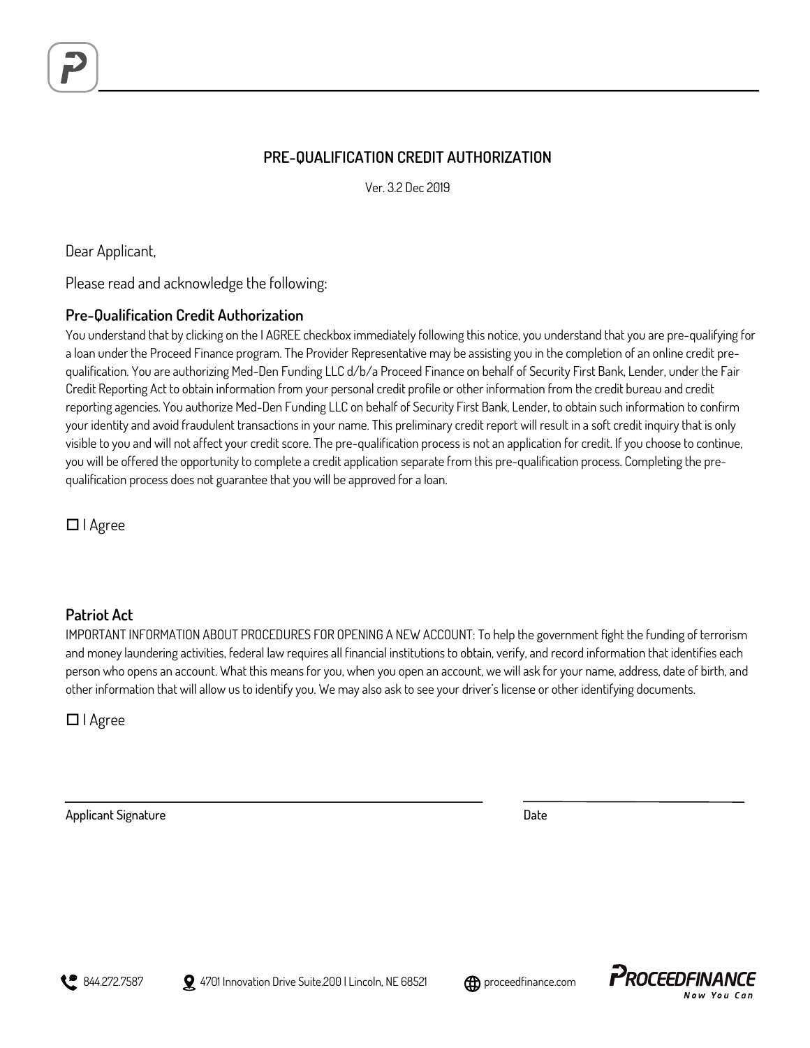# PRE-QUALIFICATION CREDIT AUTHORIZATION

Ver. 3.2 Dec 2019

Dear Applicant,

Please read and acknowledge the following:

## Pre-Qualification Credit Authorization

You understand that by clicking on the I AGREE checkbox immediately following this notice, you understand that you are pre-qualifying for a loan under the Proceed Finance program. The Provider Representative may be assisting you in the completion of an online credit pre-qualification. You are authorizing Med-Den Funding LLC d/b/a Proceed Finance on behalf of Security First Bank, Lender, under the Fair Credit Reporting Act to obtain information from your personal credit profile or other information from the credit bureau and credit reporting agencies. You authorize Med-Den Funding LLC on behalf of Security First Bank, Lender, to obtain such information to confirm your identity and avoid fraudulent transactions in your name. This preliminary credit report will result in a soft credit inquiry that is only visible to you and will not affect your credit score. The pre-qualification process is not an application for credit. If you choose to continue, you will be offered the opportunity to complete a credit application separate from this pre-qualification process. Completing the pre-qualification process does not guarantee that you will be approved for a loan.

☐ I Agree

## Patriot Act

IMPORTANT INFORMATION ABOUT PROCEDURES FOR OPENING A NEW ACCOUNT: To help the government fight the funding of terrorism and money laundering activities, federal law requires all financial institutions to obtain, verify, and record information that identifies each person who opens an account. What this means for you, when you open an account, we will ask for your name, address, date of birth, and other information that will allow us to identify you. We may also ask to see your driver's license or other identifying documents.

☐ I Agree

\_\_\_\_\_\_\_\_\_\_\_\_\_\_\_\_\_\_\_\_\_\_\_\_\_\_\_\_\_\_\_\_\_\_\_\_\_\_ \_\_\_\_\_\_\_\_\_\_\_\_\_\_\_\_\_\_\_\_

Applicant Signature Date

844.272.7587 | 4701 Innovation Drive Suite.200 | Lincoln, NE 68521 | proceedfinance.com

PROCEEDFINANCE Now You Can